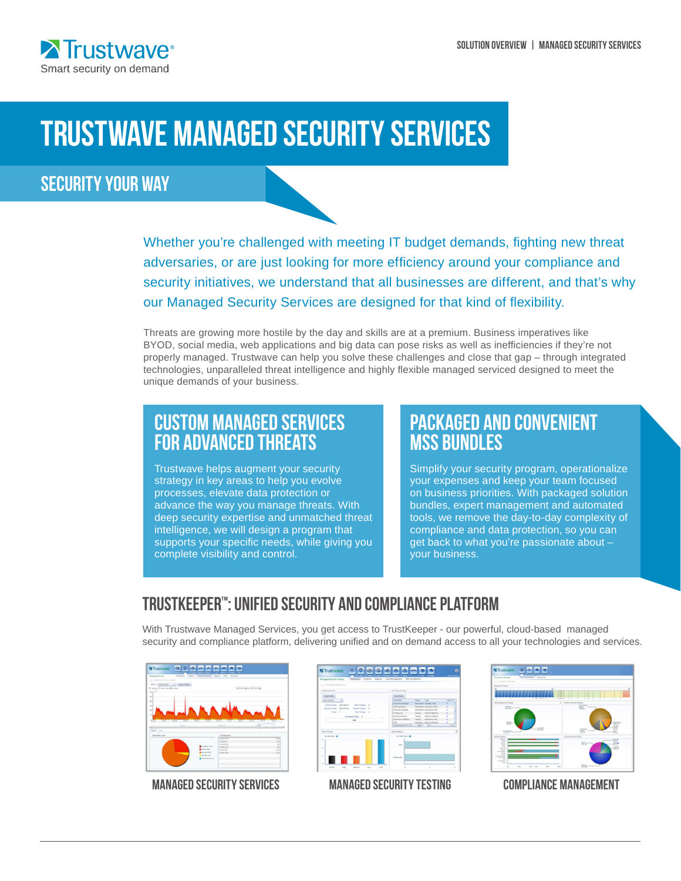Trustwave®

Smart security on demand

# TRUSTWAVE MANAGED SECURITY SERVICES

## SECURITY YOUR WAY

Whether you're challenged with meeting IT budget demands, fighting new threat adversaries, or are just looking for more efficiency around your compliance and security initiatives, we understand that all businesses are different, and that's why our Managed Security Services are designed for that kind of flexibility.

Threats are growing more hostile by the day and skills are at a premium. Business imperatives like BYOD, social media, web applications and big data can pose risks as well as inefficiencies if they're not properly managed. Trustwave can help you solve these challenges and close that gap – through integrated technologies, unparalleled threat intelligence and highly flexible managed serviced designed to meet the unique demands of your business.

### CUSTOM MANAGED SERVICES FOR ADVANCED THREATS

Trustwave helps augment your security strategy in key areas to help you evolve processes, elevate data protection or advance the way you manage threats. With deep security expertise and unmatched threat intelligence, we will design a program that supports your specific needs, while giving you complete visibility and control.

### PACKAGED AND CONVENIENT MSS BUNDLES

Simplify your security program, operationalize your expenses and keep your team focused on business priorities. With packaged solution bundles, expert management and automated tools, we remove the day-to-day complexity of compliance and data protection, so you can get back to what you're passionate about – your business.

## TRUSTKEEPER™: UNIFIED SECURITY AND COMPLIANCE PLATFORM

With Trustwave Managed Services, you get access to TrustKeeper - our powerful, cloud-based managed security and compliance platform, delivering unified and on demand access to all your technologies and services.

MANAGED SECURITY SERVICES

MANAGED SECURITY TESTING

COMPLIANCE MANAGEMENT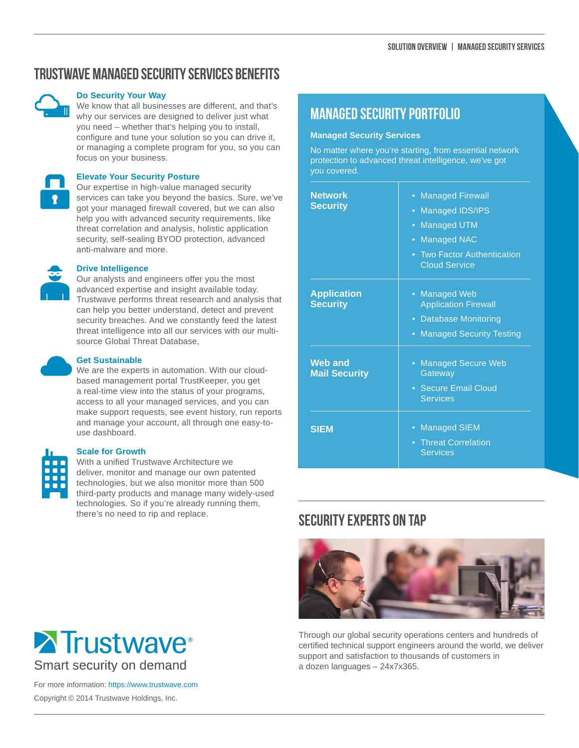# TRUSTWAVE MANAGED SECURITY SERVICES BENEFITS

### Do Security Your Way

We know that all businesses are different, and that's why our services are designed to deliver just what you need – whether that's helping you to install, configure and tune your solution so you can drive it, or managing a complete program for you, so you can focus on your business.

### Elevate Your Security Posture

Our expertise in high-value managed security services can take you beyond the basics. Sure, we've got your managed firewall covered, but we can also help you with advanced security requirements, like threat correlation and analysis, holistic application security, self-sealing BYOD protection, advanced anti-malware and more.

### Drive Intelligence

Our analysts and engineers offer you the most advanced expertise and insight available today. Trustwave performs threat research and analysis that can help you better understand, detect and prevent security breaches. And we constantly feed the latest threat intelligence into all our services with our multi-source Global Threat Database,

### Get Sustainable

We are the experts in automation. With our cloud-based management portal TrustKeeper, you get a real-time view into the status of your programs, access to all your managed services, and you can make support requests, see event history, run reports and manage your account, all through one easy-to-use dashboard.

### Scale for Growth

With a unified Trustwave Architecture we deliver, monitor and manage our own patented technologies, but we also monitor more than 500 third-party products and manage many widely-used technologies. So if you're already running them, there's no need to rip and replace.

# MANAGED SECURITY PORTFOLIO

**Managed Security Services**

No matter where you're starting, from essential network protection to advanced threat intelligence, we've got you covered.

| | |
|---|---|
| **Network Security** | • Managed Firewall<br>• Managed IDS/IPS<br>• Managed UTM<br>• Managed NAC<br>• Two Factor Authentication Cloud Service |
| **Application Security** | • Managed Web Application Firewall<br>• Database Monitoring<br>• Managed Security Testing |
| **Web and Mail Security** | • Managed Secure Web Gateway<br>• Secure Email Cloud Services |
| **SIEM** | • Managed SIEM<br>• Threat Correlation Services |

# SECURITY EXPERTS ON TAP

Through our global security operations centers and hundreds of certified technical support engineers around the world, we deliver support and satisfaction to thousands of customers in a dozen languages – 24x7x365.

Trustwave®
Smart security on demand

For more information: https://www.trustwave.com

Copyright © 2014 Trustwave Holdings, Inc.